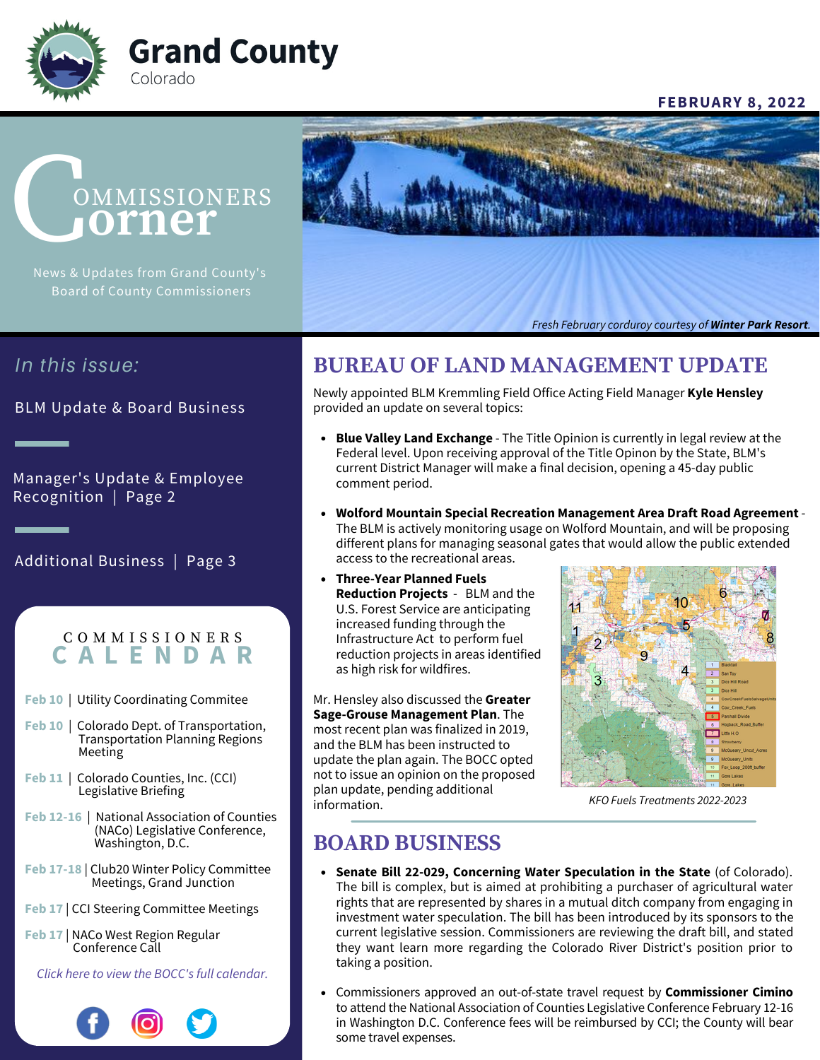# Grand County
Colorado

**FEBRUARY 8, 2022**

# Commissioners Corner

News & Updates from Grand County's Board of County Commissioners

*Fresh February corduroy courtesy of **Winter Park Resort**.*

*In this issue:*

BLM Update & Board Business

Manager's Update & Employee Recognition | Page 2

Additional Business | Page 3

## BUREAU OF LAND MANAGEMENT UPDATE

Newly appointed BLM Kremmling Field Office Acting Field Manager **Kyle Hensley** provided an update on several topics:

- **Blue Valley Land Exchange** - The Title Opinion is currently in legal review at the Federal level. Upon receiving approval of the Title Opinon by the State, BLM's current District Manager will make a final decision, opening a 45-day public comment period.
- **Wolford Mountain Special Recreation Management Area Draft Road Agreement** - The BLM is actively monitoring usage on Wolford Mountain, and will be proposing different plans for managing seasonal gates that would allow the public extended access to the recreational areas.
- **Three-Year Planned Fuels Reduction Projects** - BLM and the U.S. Forest Service are anticipating increased funding through the Infrastructure Act to perform fuel reduction projects in areas identified as high risk for wildfires.

Mr. Hensley also discussed the **Greater Sage-Grouse Management Plan**. The most recent plan was finalized in 2019, and the BLM has been instructed to update the plan again. The BOCC opted not to issue an opinion on the proposed plan update, pending additional information.

*KFO Fuels Treatments 2022-2023*

## BOARD BUSINESS

- **Senate Bill 22-029, Concerning Water Speculation in the State** (of Colorado). The bill is complex, but is aimed at prohibiting a purchaser of agricultural water rights that are represented by shares in a mutual ditch company from engaging in investment water speculation. The bill has been introduced by its sponsors to the current legislative session. Commissioners are reviewing the draft bill, and stated they want learn more regarding the Colorado River District's position prior to taking a position.
- Commissioners approved an out-of-state travel request by **Commissioner Cimino** to attend the National Association of Counties Legislative Conference February 12-16 in Washington D.C. Conference fees will be reimbursed by CCI; the County will bear some travel expenses.

### COMMISSIONERS CALENDAR

- **Feb 10** | Utility Coordinating Commitee
- **Feb 10** | Colorado Dept. of Transportation, Transportation Planning Regions Meeting
- **Feb 11** | Colorado Counties, Inc. (CCI) Legislative Briefing
- **Feb 12-16** | National Association of Counties (NACo) Legislative Conference, Washington, D.C.
- **Feb 17-18** | Club20 Winter Policy Committee Meetings, Grand Junction
- **Feb 17** | CCI Steering Committee Meetings
- **Feb 17** | NACo West Region Regular Conference Call

*Click here to view the BOCC's full calendar.*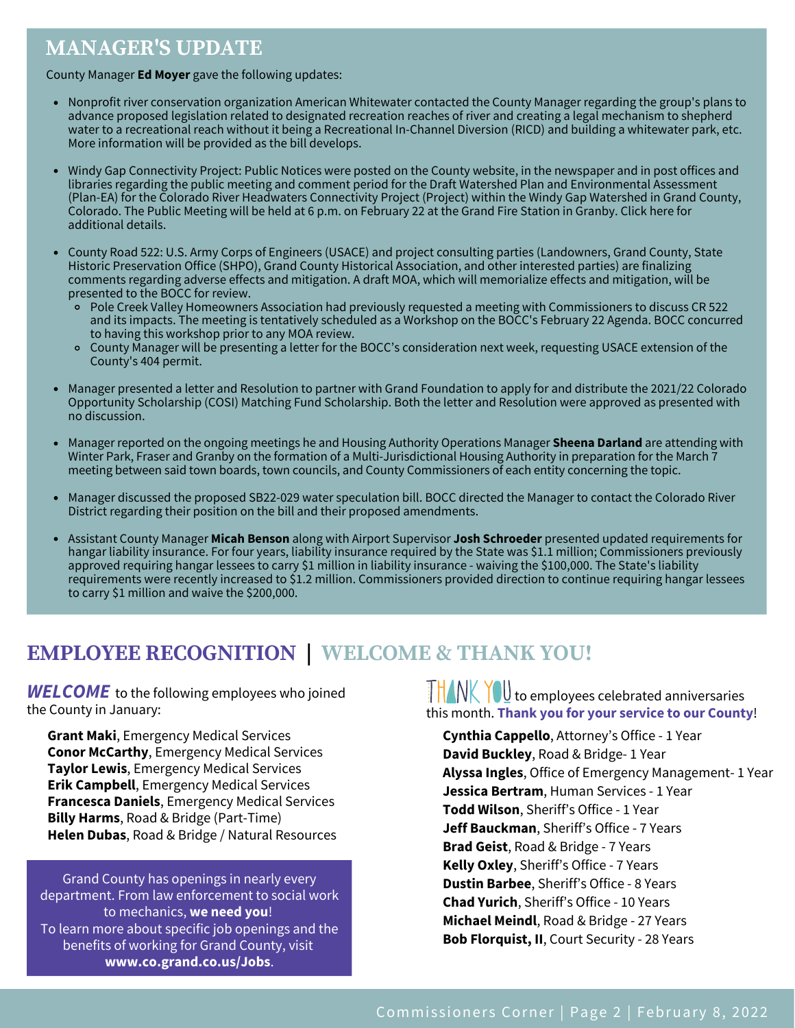## MANAGER'S UPDATE

County Manager **Ed Moyer** gave the following updates:

- Nonprofit river conservation organization American Whitewater contacted the County Manager regarding the group's plans to advance proposed legislation related to designated recreation reaches of river and creating a legal mechanism to shepherd water to a recreational reach without it being a Recreational In-Channel Diversion (RICD) and building a whitewater park, etc. More information will be provided as the bill develops.

- Windy Gap Connectivity Project: Public Notices were posted on the County website, in the newspaper and in post offices and libraries regarding the public meeting and comment period for the Draft Watershed Plan and Environmental Assessment (Plan-EA) for the Colorado River Headwaters Connectivity Project (Project) within the Windy Gap Watershed in Grand County, Colorado. The Public Meeting will be held at 6 p.m. on February 22 at the Grand Fire Station in Granby. Click here for additional details.

- County Road 522: U.S. Army Corps of Engineers (USACE) and project consulting parties (Landowners, Grand County, State Historic Preservation Office (SHPO), Grand County Historical Association, and other interested parties) are finalizing comments regarding adverse effects and mitigation. A draft MOA, which will memorialize effects and mitigation, will be presented to the BOCC for review.
  - Pole Creek Valley Homeowners Association had previously requested a meeting with Commissioners to discuss CR 522 and its impacts. The meeting is tentatively scheduled as a Workshop on the BOCC's February 22 Agenda. BOCC concurred to having this workshop prior to any MOA review.
  - County Manager will be presenting a letter for the BOCC's consideration next week, requesting USACE extension of the County's 404 permit.

- Manager presented a letter and Resolution to partner with Grand Foundation to apply for and distribute the 2021/22 Colorado Opportunity Scholarship (COSI) Matching Fund Scholarship. Both the letter and Resolution were approved as presented with no discussion.

- Manager reported on the ongoing meetings he and Housing Authority Operations Manager **Sheena Darland** are attending with Winter Park, Fraser and Granby on the formation of a Multi-Jurisdictional Housing Authority in preparation for the March 7 meeting between said town boards, town councils, and County Commissioners of each entity concerning the topic.

- Manager discussed the proposed SB22-029 water speculation bill. BOCC directed the Manager to contact the Colorado River District regarding their position on the bill and their proposed amendments.

- Assistant County Manager **Micah Benson** along with Airport Supervisor **Josh Schroeder** presented updated requirements for hangar liability insurance. For four years, liability insurance required by the State was $1.1 million; Commissioners previously approved requiring hangar lessees to carry $1 million in liability insurance - waiving the $100,000. The State's liability requirements were recently increased to $1.2 million. Commissioners provided direction to continue requiring hangar lessees to carry $1 million and waive the $200,000.

## EMPLOYEE RECOGNITION | WELCOME & THANK YOU!

***WELCOME*** to the following employees who joined the County in January:

**Grant Maki**, Emergency Medical Services
**Conor McCarthy**, Emergency Medical Services
**Taylor Lewis**, Emergency Medical Services
**Erik Campbell**, Emergency Medical Services
**Francesca Daniels**, Emergency Medical Services
**Billy Harms**, Road & Bridge (Part-Time)
**Helen Dubas**, Road & Bridge / Natural Resources

Grand County has openings in nearly every department. From law enforcement to social work to mechanics, **we need you**!
To learn more about specific job openings and the benefits of working for Grand County, visit **www.co.grand.co.us/Jobs**.

THANK YOU to employees celebrated anniversaries this month. **Thank you for your service to our County**!

**Cynthia Cappello**, Attorney's Office - 1 Year
**David Buckley**, Road & Bridge- 1 Year
**Alyssa Ingles**, Office of Emergency Management- 1 Year
**Jessica Bertram**, Human Services - 1 Year
**Todd Wilson**, Sheriff's Office - 1 Year
**Jeff Bauckman**, Sheriff's Office - 7 Years
**Brad Geist**, Road & Bridge - 7 Years
**Kelly Oxley**, Sheriff's Office - 7 Years
**Dustin Barbee**, Sheriff's Office - 8 Years
**Chad Yurich**, Sheriff's Office - 10 Years
**Michael Meindl**, Road & Bridge - 27 Years
**Bob Florquist, II**, Court Security - 28 Years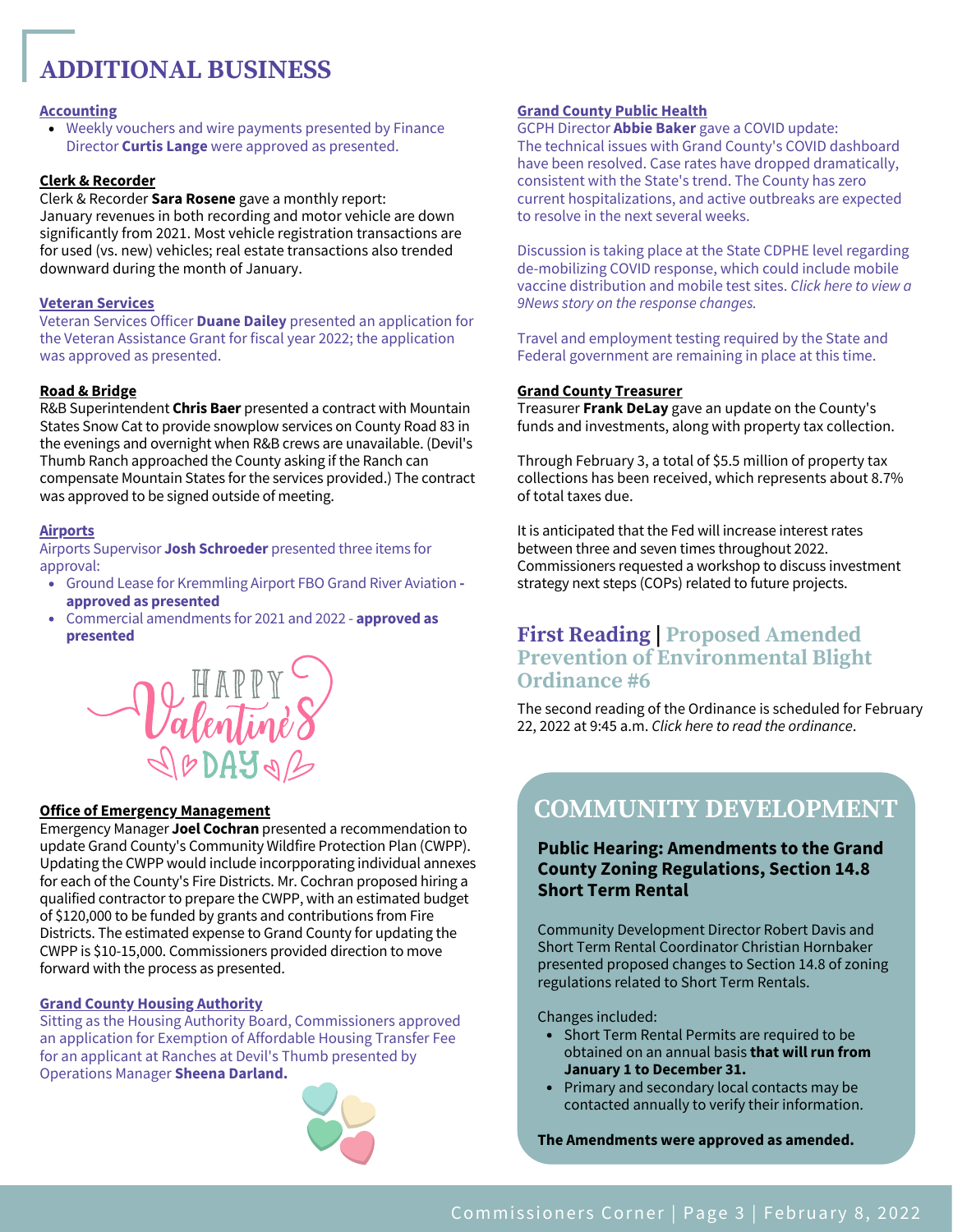# ADDITIONAL BUSINESS

**Accounting**

- Weekly vouchers and wire payments presented by Finance Director **Curtis Lange** were approved as presented.

**Clerk & Recorder**

Clerk & Recorder **Sara Rosene** gave a monthly report: January revenues in both recording and motor vehicle are down significantly from 2021. Most vehicle registration transactions are for used (vs. new) vehicles; real estate transactions also trended downward during the month of January.

**Veteran Services**

Veteran Services Officer **Duane Dailey** presented an application for the Veteran Assistance Grant for fiscal year 2022; the application was approved as presented.

**Road & Bridge**

R&B Superintendent **Chris Baer** presented a contract with Mountain States Snow Cat to provide snowplow services on County Road 83 in the evenings and overnight when R&B crews are unavailable. (Devil's Thumb Ranch approached the County asking if the Ranch can compensate Mountain States for the services provided.) The contract was approved to be signed outside of meeting.

**Airports**

Airports Supervisor **Josh Schroeder** presented three items for approval:

- Ground Lease for Kremmling Airport FBO Grand River Aviation - **approved as presented**
- Commercial amendments for 2021 and 2022 - **approved as presented**

HAPPY Valentine's DAY

**Office of Emergency Management**

Emergency Manager **Joel Cochran** presented a recommendation to update Grand County's Community Wildfire Protection Plan (CWPP). Updating the CWPP would include incorpporating individual annexes for each of the County's Fire Districts. Mr. Cochran proposed hiring a qualified contractor to prepare the CWPP, with an estimated budget of $120,000 to be funded by grants and contributions from Fire Districts. The estimated expense to Grand County for updating the CWPP is $10-15,000. Commissioners provided direction to move forward with the process as presented.

**Grand County Housing Authority**

Sitting as the Housing Authority Board, Commissioners approved an application for Exemption of Affordable Housing Transfer Fee for an applicant at Ranches at Devil's Thumb presented by Operations Manager **Sheena Darland.**

**Grand County Public Health**

GCPH Director **Abbie Baker** gave a COVID update: The technical issues with Grand County's COVID dashboard have been resolved. Case rates have dropped dramatically, consistent with the State's trend. The County has zero current hospitalizations, and active outbreaks are expected to resolve in the next several weeks.

Discussion is taking place at the State CDPHE level regarding de-mobilizing COVID response, which could include mobile vaccine distribution and mobile test sites. *Click here to view a 9News story on the response changes.*

Travel and employment testing required by the State and Federal government are remaining in place at this time.

**Grand County Treasurer**

Treasurer **Frank DeLay** gave an update on the County's funds and investments, along with property tax collection.

Through February 3, a total of $5.5 million of property tax collections has been received, which represents about 8.7% of total taxes due.

It is anticipated that the Fed will increase interest rates between three and seven times throughout 2022. Commissioners requested a workshop to discuss investment strategy next steps (COPs) related to future projects.

## First Reading | Proposed Amended Prevention of Environmental Blight Ordinance #6

The second reading of the Ordinance is scheduled for February 22, 2022 at 9:45 a.m. *Click here to read the ordinance*.

# COMMUNITY DEVELOPMENT

### Public Hearing: Amendments to the Grand County Zoning Regulations, Section 14.8 Short Term Rental

Community Development Director Robert Davis and Short Term Rental Coordinator Christian Hornbaker presented proposed changes to Section 14.8 of zoning regulations related to Short Term Rentals.

Changes included:

- Short Term Rental Permits are required to be obtained on an annual basis **that will run from January 1 to December 31.**
- Primary and secondary local contacts may be contacted annually to verify their information.

**The Amendments were approved as amended.**